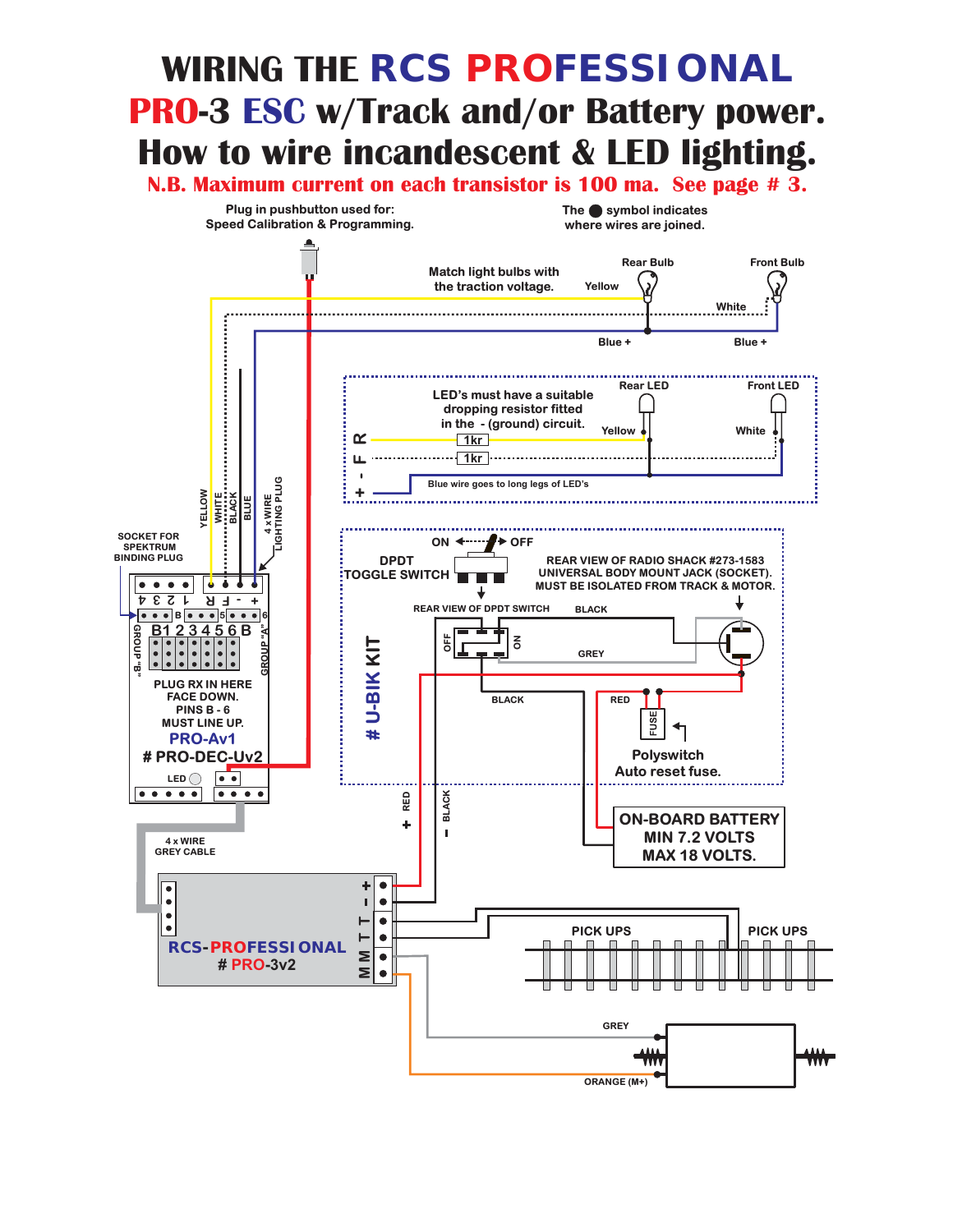# WIRING THE RCS PROFESSIONAL PRO-3 ESC w/Track and/or Battery power. How to wire incandescent & LED lighting.

**N.B. Maximum current on each transistor is 100 ma. See page # 3.**

Plug in pushbutton used for: Speed Calibration & Programming.

The ● symbol indicates where wires are joined.

Match light bulbs with the traction voltage.

Rear Bulb — Yellow — Blue +

Front Bulb — White — Blue +

LED's must have a suitable dropping resistor fitted in the - (ground) circuit.

Rear LED — Yellow — 1kr

Front LED — White — 1kr

R F - +

Blue wire goes to long legs of LED's

YELLOW WHITE BLACK BLUE

4 x WIRE LIGHTING PLUG

SOCKET FOR SPEKTRUM BINDING PLUG

4 3 2 1 R F - +

GROUP "B" B 1 2 3 4 5 6 B GROUP "A"

PLUG RX IN HERE FACE DOWN. PINS B - 6 MUST LINE UP.

PRO-Av1

# PRO-DEC-Uv2

LED

4 x WIRE GREY CABLE

ON ← → OFF

DPDT TOGGLE SWITCH

REAR VIEW OF RADIO SHACK #273-1583 UNIVERSAL BODY MOUNT JACK (SOCKET). MUST BE ISOLATED FROM TRACK & MOTOR.

REAR VIEW OF DPDT SWITCH — OFF — ON

BLACK — GREY — BLACK — RED

FUSE

Polyswitch Auto reset fuse.

# U-BIK KIT

ON-BOARD BATTERY MIN 7.2 VOLTS MAX 18 VOLTS.

+ RED — - BLACK

RCS-PROFESSIONAL # PRO-3v2

+ - T T M M

PICK UPS — PICK UPS

GREY

ORANGE (M+)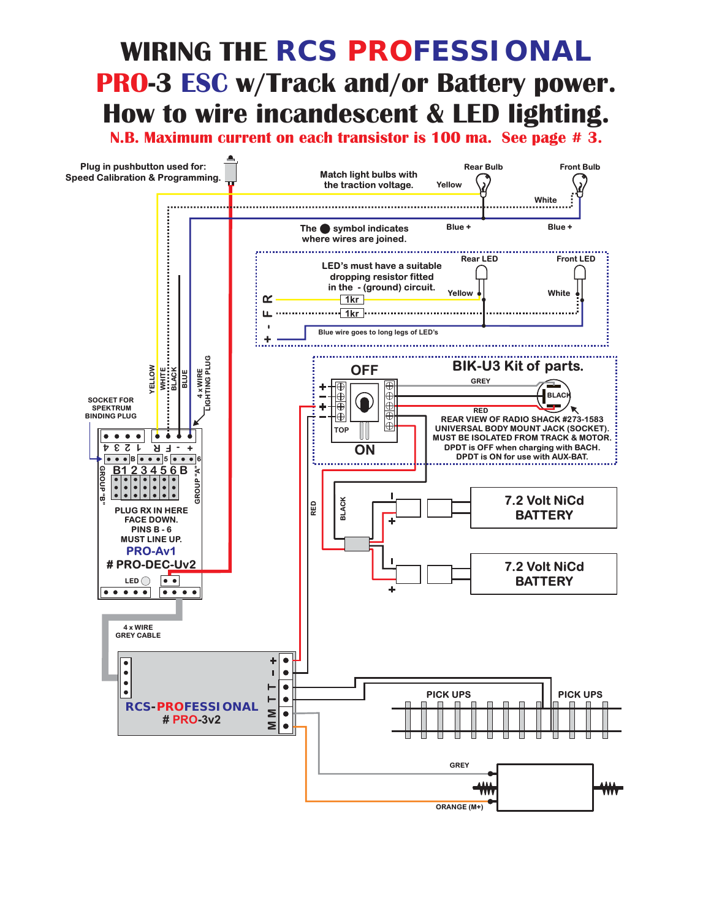# WIRING THE RCS PROFESSIONAL PRO-3 ESC w/Track and/or Battery power. How to wire incandescent & LED lighting.

**N.B. Maximum current on each transistor is 100 ma. See page # 3.**

Plug in pushbutton used for: Speed Calibration & Programming.

Match light bulbs with the traction voltage.

Rear Bulb

Front Bulb

Yellow

White

Blue +

Blue +

The ● symbol indicates where wires are joined.

LED's must have a suitable dropping resistor fitted in the - (ground) circuit.

Rear LED

Front LED

Yellow

White

1kr

1kr

R F - +

Blue wire goes to long legs of LED's

OFF

BIK-U3 Kit of parts.

GREY

BLACK

RED

REAR VIEW OF RADIO SHACK #273-1583 UNIVERSAL BODY MOUNT JACK (SOCKET). MUST BE ISOLATED FROM TRACK & MOTOR. DPDT is OFF when charging with BACH. DPDT is ON for use with AUX-BAT.

TOP

ON

YELLOW

WHITE

BLACK

BLUE

4 x WIRE LIGHTING PLUG

SOCKET FOR SPEKTRUM BINDING PLUG

4 3 2 1 R F - +

B 5 6

GROUP "B"

B1 2 3 4 5 6 B

GROUP "A"

PLUG RX IN HERE FACE DOWN. PINS B - 6 MUST LINE UP.

PRO-Av1

# PRO-DEC-Uv2

LED

RED

BLACK

7.2 Volt NiCd BATTERY

7.2 Volt NiCd BATTERY

4 x WIRE GREY CABLE

RCS-PROFESSIONAL # PRO-3v2

+ - T T M M

PICK UPS

PICK UPS

GREY

ORANGE (M+)